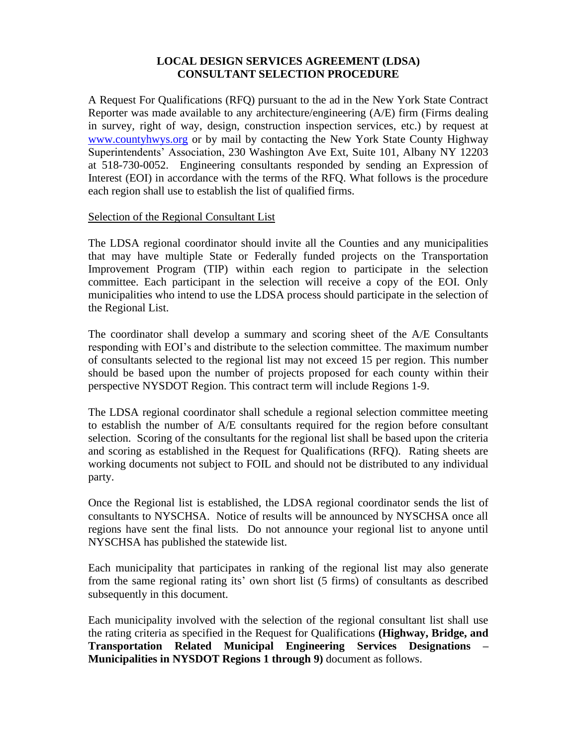# LOCAL DESIGN SERVICES AGREEMENT (LDSA) CONSULTANT SELECTION PROCEDURE

A Request For Qualifications (RFQ) pursuant to the ad in the New York State Contract Reporter was made available to any architecture/engineering (A/E) firm (Firms dealing in survey, right of way, design, construction inspection services, etc.) by request at www.countyhwys.org or by mail by contacting the New York State County Highway Superintendents' Association, 230 Washington Ave Ext, Suite 101, Albany NY 12203 at 518-730-0052. Engineering consultants responded by sending an Expression of Interest (EOI) in accordance with the terms of the RFQ. What follows is the procedure each region shall use to establish the list of qualified firms.

Selection of the Regional Consultant List

The LDSA regional coordinator should invite all the Counties and any municipalities that may have multiple State or Federally funded projects on the Transportation Improvement Program (TIP) within each region to participate in the selection committee. Each participant in the selection will receive a copy of the EOI. Only municipalities who intend to use the LDSA process should participate in the selection of the Regional List.

The coordinator shall develop a summary and scoring sheet of the A/E Consultants responding with EOI's and distribute to the selection committee. The maximum number of consultants selected to the regional list may not exceed 15 per region. This number should be based upon the number of projects proposed for each county within their perspective NYSDOT Region. This contract term will include Regions 1-9.

The LDSA regional coordinator shall schedule a regional selection committee meeting to establish the number of A/E consultants required for the region before consultant selection. Scoring of the consultants for the regional list shall be based upon the criteria and scoring as established in the Request for Qualifications (RFQ). Rating sheets are working documents not subject to FOIL and should not be distributed to any individual party.

Once the Regional list is established, the LDSA regional coordinator sends the list of consultants to NYSCHSA. Notice of results will be announced by NYSCHSA once all regions have sent the final lists. Do not announce your regional list to anyone until NYSCHSA has published the statewide list.

Each municipality that participates in ranking of the regional list may also generate from the same regional rating its' own short list (5 firms) of consultants as described subsequently in this document.

Each municipality involved with the selection of the regional consultant list shall use the rating criteria as specified in the Request for Qualifications **(Highway, Bridge, and Transportation Related Municipal Engineering Services Designations – Municipalities in NYSDOT Regions 1 through 9)** document as follows.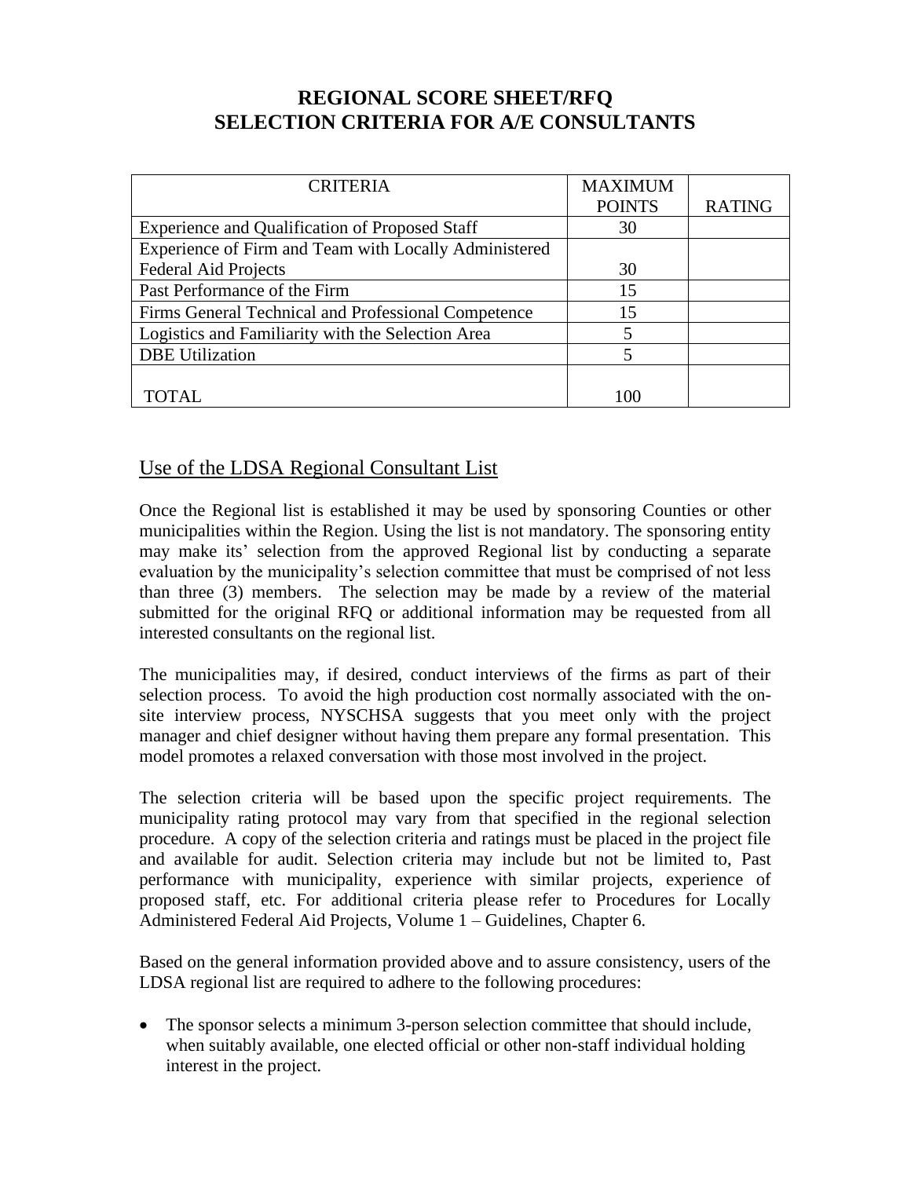# REGIONAL SCORE SHEET/RFQ
# SELECTION CRITERIA FOR A/E CONSULTANTS

| CRITERIA | MAXIMUM POINTS | RATING |
|---|---|---|
| Experience and Qualification of Proposed Staff | 30 | |
| Experience of Firm and Team with Locally Administered Federal Aid Projects | 30 | |
| Past Performance of the Firm | 15 | |
| Firms General Technical and Professional Competence | 15 | |
| Logistics and Familiarity with the Selection Area | 5 | |
| DBE Utilization | 5 | |
| TOTAL | 100 | |

## Use of the LDSA Regional Consultant List

Once the Regional list is established it may be used by sponsoring Counties or other municipalities within the Region. Using the list is not mandatory. The sponsoring entity may make its' selection from the approved Regional list by conducting a separate evaluation by the municipality's selection committee that must be comprised of not less than three (3) members. The selection may be made by a review of the material submitted for the original RFQ or additional information may be requested from all interested consultants on the regional list.

The municipalities may, if desired, conduct interviews of the firms as part of their selection process. To avoid the high production cost normally associated with the on-site interview process, NYSCHSA suggests that you meet only with the project manager and chief designer without having them prepare any formal presentation. This model promotes a relaxed conversation with those most involved in the project.

The selection criteria will be based upon the specific project requirements. The municipality rating protocol may vary from that specified in the regional selection procedure. A copy of the selection criteria and ratings must be placed in the project file and available for audit. Selection criteria may include but not be limited to, Past performance with municipality, experience with similar projects, experience of proposed staff, etc. For additional criteria please refer to Procedures for Locally Administered Federal Aid Projects, Volume 1 – Guidelines, Chapter 6.

Based on the general information provided above and to assure consistency, users of the LDSA regional list are required to adhere to the following procedures:

- The sponsor selects a minimum 3-person selection committee that should include, when suitably available, one elected official or other non-staff individual holding interest in the project.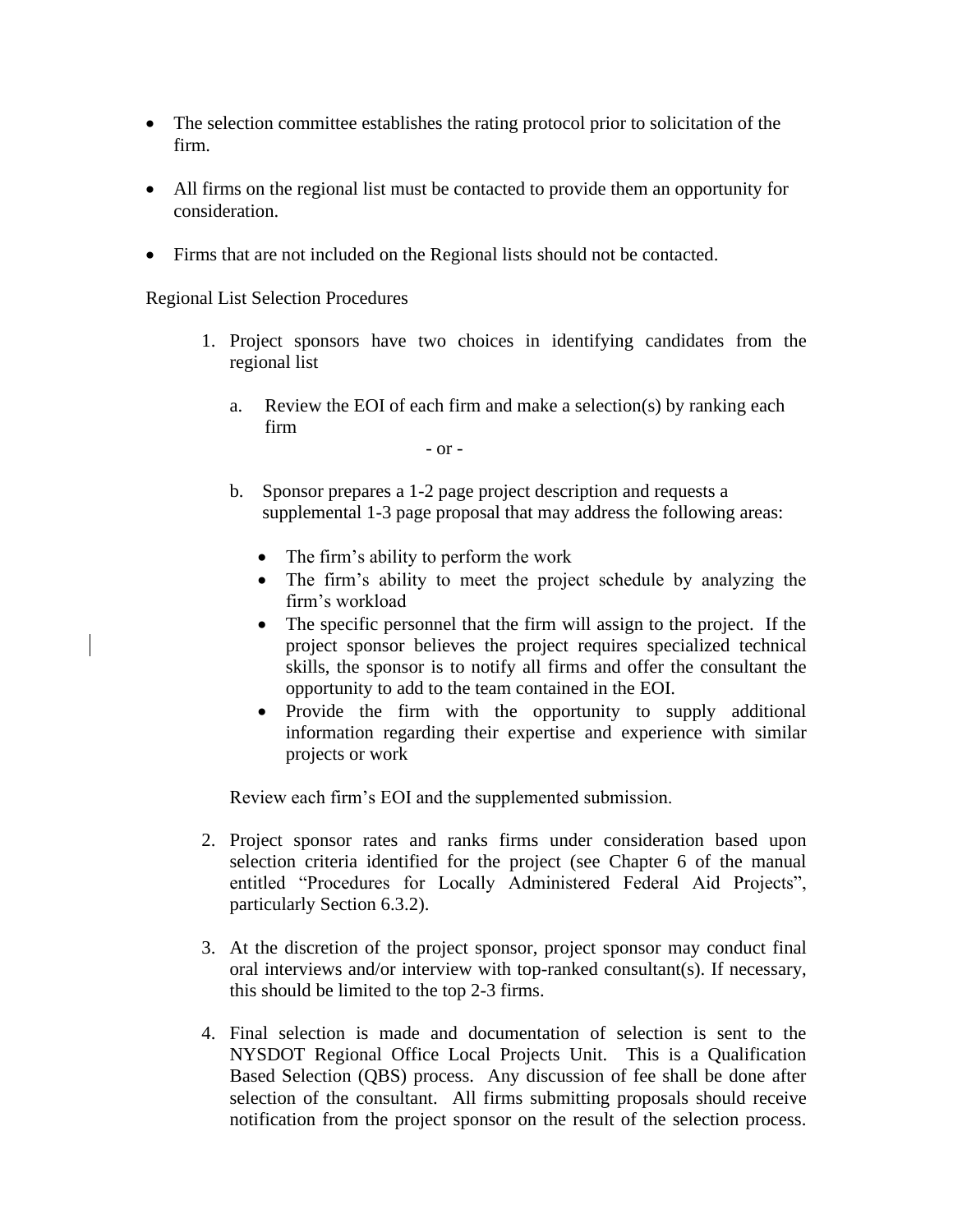- The selection committee establishes the rating protocol prior to solicitation of the firm.

- All firms on the regional list must be contacted to provide them an opportunity for consideration.

- Firms that are not included on the Regional lists should not be contacted.

Regional List Selection Procedures

1. Project sponsors have two choices in identifying candidates from the regional list

   a. Review the EOI of each firm and make a selection(s) by ranking each firm

      - or -

   b. Sponsor prepares a 1-2 page project description and requests a supplemental 1-3 page proposal that may address the following areas:

      - The firm's ability to perform the work
      - The firm's ability to meet the project schedule by analyzing the firm's workload
      - The specific personnel that the firm will assign to the project. If the project sponsor believes the project requires specialized technical skills, the sponsor is to notify all firms and offer the consultant the opportunity to add to the team contained in the EOI.
      - Provide the firm with the opportunity to supply additional information regarding their expertise and experience with similar projects or work

   Review each firm's EOI and the supplemented submission.

2. Project sponsor rates and ranks firms under consideration based upon selection criteria identified for the project (see Chapter 6 of the manual entitled "Procedures for Locally Administered Federal Aid Projects", particularly Section 6.3.2).

3. At the discretion of the project sponsor, project sponsor may conduct final oral interviews and/or interview with top-ranked consultant(s). If necessary, this should be limited to the top 2-3 firms.

4. Final selection is made and documentation of selection is sent to the NYSDOT Regional Office Local Projects Unit. This is a Qualification Based Selection (QBS) process. Any discussion of fee shall be done after selection of the consultant. All firms submitting proposals should receive notification from the project sponsor on the result of the selection process.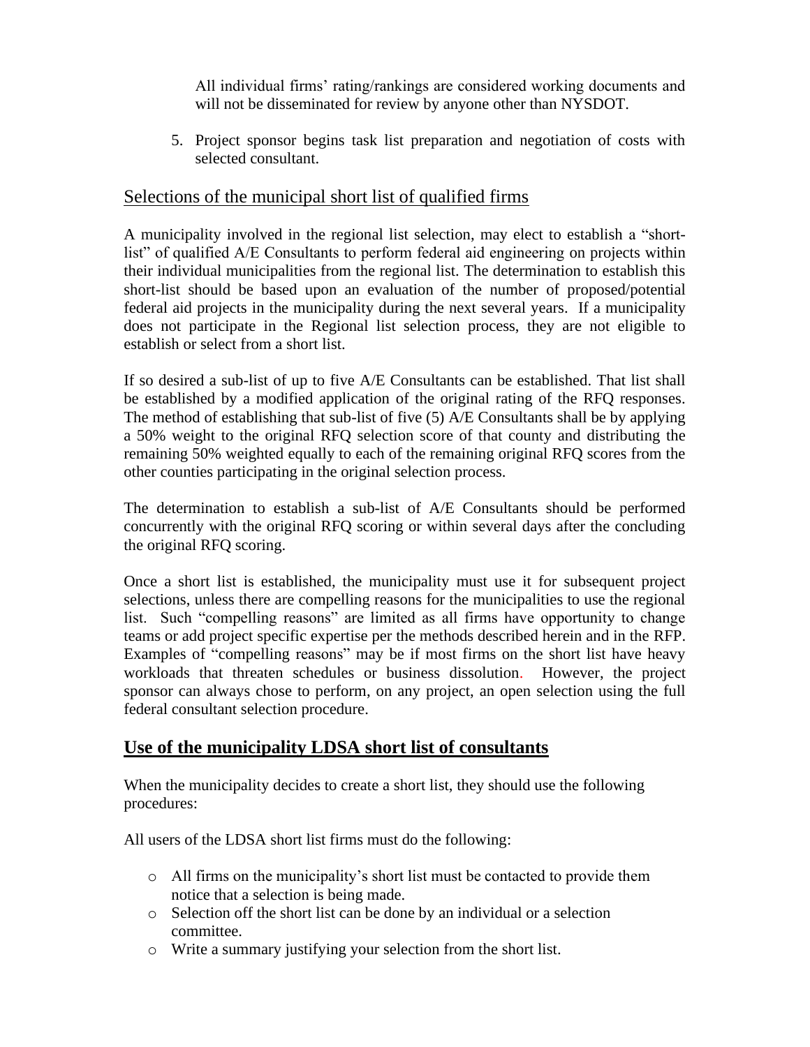All individual firms' rating/rankings are considered working documents and will not be disseminated for review by anyone other than NYSDOT.

5. Project sponsor begins task list preparation and negotiation of costs with selected consultant.

## Selections of the municipal short list of qualified firms

A municipality involved in the regional list selection, may elect to establish a "short-list" of qualified A/E Consultants to perform federal aid engineering on projects within their individual municipalities from the regional list. The determination to establish this short-list should be based upon an evaluation of the number of proposed/potential federal aid projects in the municipality during the next several years. If a municipality does not participate in the Regional list selection process, they are not eligible to establish or select from a short list.

If so desired a sub-list of up to five A/E Consultants can be established. That list shall be established by a modified application of the original rating of the RFQ responses. The method of establishing that sub-list of five (5) A/E Consultants shall be by applying a 50% weight to the original RFQ selection score of that county and distributing the remaining 50% weighted equally to each of the remaining original RFQ scores from the other counties participating in the original selection process.

The determination to establish a sub-list of A/E Consultants should be performed concurrently with the original RFQ scoring or within several days after the concluding the original RFQ scoring.

Once a short list is established, the municipality must use it for subsequent project selections, unless there are compelling reasons for the municipalities to use the regional list. Such "compelling reasons" are limited as all firms have opportunity to change teams or add project specific expertise per the methods described herein and in the RFP. Examples of "compelling reasons" may be if most firms on the short list have heavy workloads that threaten schedules or business dissolution. However, the project sponsor can always chose to perform, on any project, an open selection using the full federal consultant selection procedure.

## **Use of the municipality LDSA short list of consultants**

When the municipality decides to create a short list, they should use the following procedures:

All users of the LDSA short list firms must do the following:

- All firms on the municipality's short list must be contacted to provide them notice that a selection is being made.
- Selection off the short list can be done by an individual or a selection committee.
- Write a summary justifying your selection from the short list.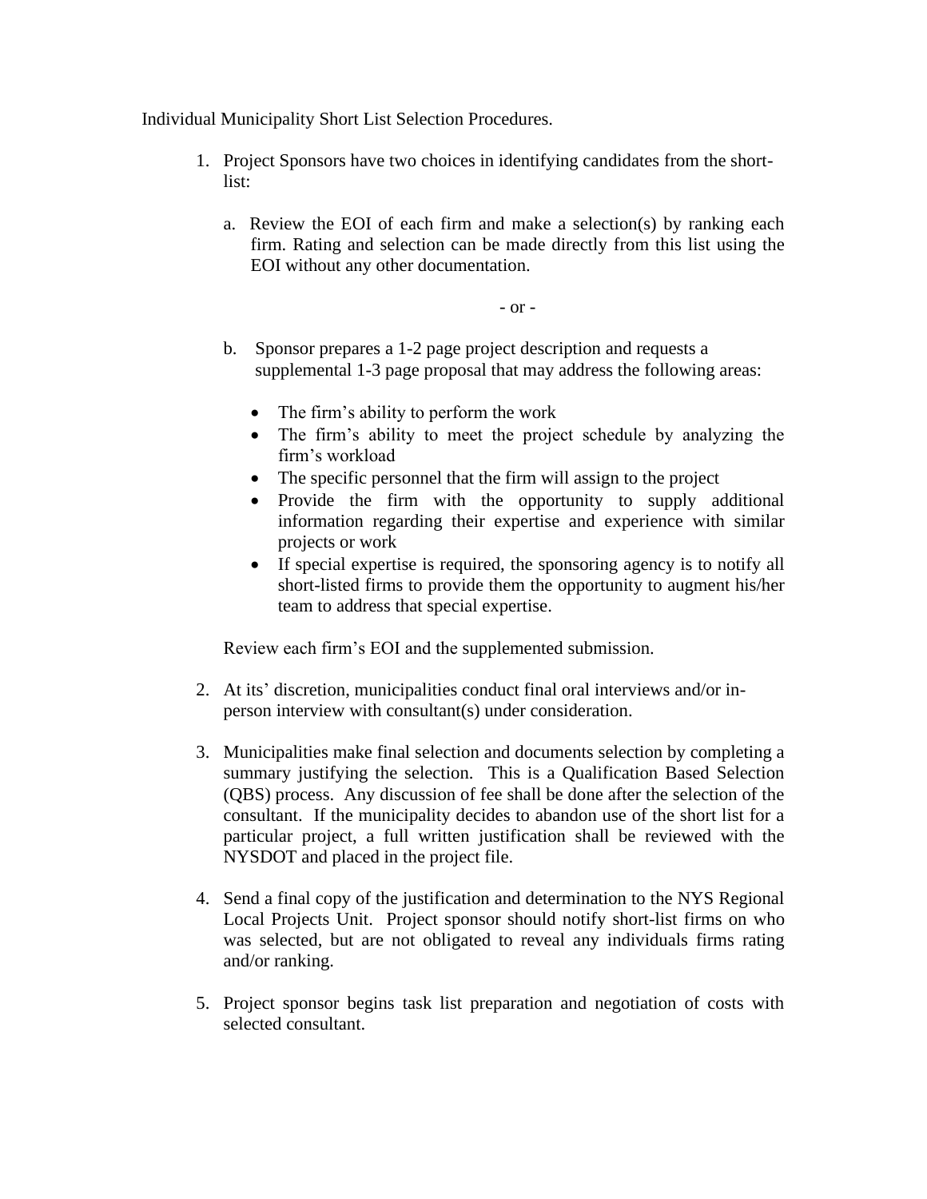Individual Municipality Short List Selection Procedures.

1. Project Sponsors have two choices in identifying candidates from the short-list:

   a. Review the EOI of each firm and make a selection(s) by ranking each firm. Rating and selection can be made directly from this list using the EOI without any other documentation.

   - or -

   b. Sponsor prepares a 1-2 page project description and requests a supplemental 1-3 page proposal that may address the following areas:

      - The firm's ability to perform the work
      - The firm's ability to meet the project schedule by analyzing the firm's workload
      - The specific personnel that the firm will assign to the project
      - Provide the firm with the opportunity to supply additional information regarding their expertise and experience with similar projects or work
      - If special expertise is required, the sponsoring agency is to notify all short-listed firms to provide them the opportunity to augment his/her team to address that special expertise.

   Review each firm's EOI and the supplemented submission.

2. At its' discretion, municipalities conduct final oral interviews and/or in-person interview with consultant(s) under consideration.

3. Municipalities make final selection and documents selection by completing a summary justifying the selection. This is a Qualification Based Selection (QBS) process. Any discussion of fee shall be done after the selection of the consultant. If the municipality decides to abandon use of the short list for a particular project, a full written justification shall be reviewed with the NYSDOT and placed in the project file.

4. Send a final copy of the justification and determination to the NYS Regional Local Projects Unit. Project sponsor should notify short-list firms on who was selected, but are not obligated to reveal any individuals firms rating and/or ranking.

5. Project sponsor begins task list preparation and negotiation of costs with selected consultant.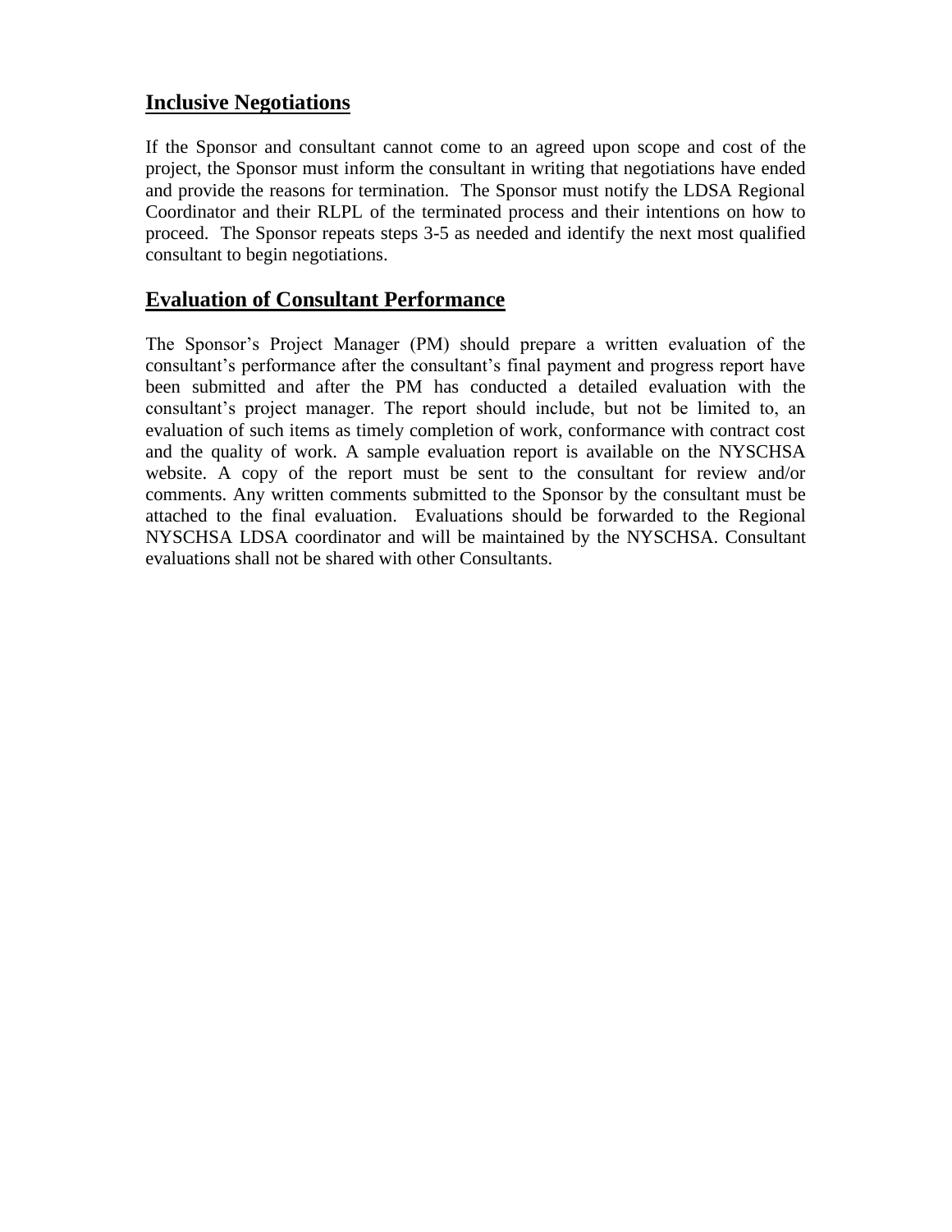## Inclusive Negotiations

If the Sponsor and consultant cannot come to an agreed upon scope and cost of the project, the Sponsor must inform the consultant in writing that negotiations have ended and provide the reasons for termination. The Sponsor must notify the LDSA Regional Coordinator and their RLPL of the terminated process and their intentions on how to proceed. The Sponsor repeats steps 3-5 as needed and identify the next most qualified consultant to begin negotiations.

## Evaluation of Consultant Performance

The Sponsor's Project Manager (PM) should prepare a written evaluation of the consultant's performance after the consultant's final payment and progress report have been submitted and after the PM has conducted a detailed evaluation with the consultant's project manager. The report should include, but not be limited to, an evaluation of such items as timely completion of work, conformance with contract cost and the quality of work. A sample evaluation report is available on the NYSCHSA website. A copy of the report must be sent to the consultant for review and/or comments. Any written comments submitted to the Sponsor by the consultant must be attached to the final evaluation. Evaluations should be forwarded to the Regional NYSCHSA LDSA coordinator and will be maintained by the NYSCHSA. Consultant evaluations shall not be shared with other Consultants.